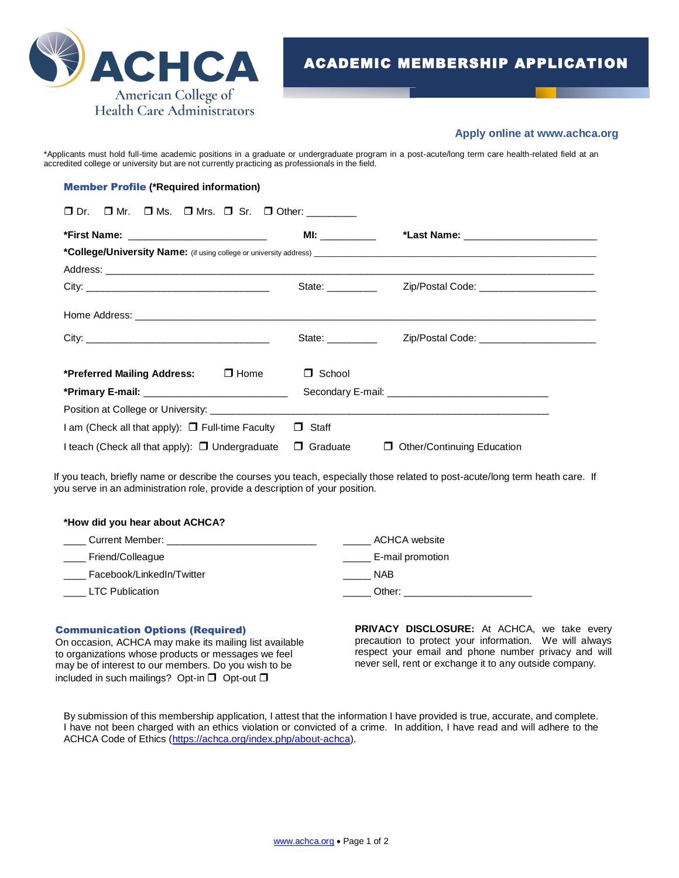# ACHCA

American College of Health Care Administrators

## ACADEMIC MEMBERSHIP APPLICATION

**Apply online at www.achca.org**

*Applicants must hold full-time academic positions in a graduate or undergraduate program in a post-acute/long term care health-related field at an accredited college or university but are not currently practicing as professionals in the field.

### Member Profile (*Required information)

❒ Dr. ❒ Mr. ❒ Ms. ❒ Mrs. ❒ Sr. ❒ Other: _________

**\*First Name:** ________________________ **MI:** __________ **\*Last Name:** _______________________

**\*College/University Name:** (if using college or university address) _______________________________________________

Address: _______________________________________________________________________________

City: _________________________________ State: _________ Zip/Postal Code: _____________________

Home Address: __________________________________________________________________________

City: _________________________________ State: _________ Zip/Postal Code: _____________________

**\*Preferred Mailing Address:** ❒ Home ❒ School

**\*Primary E-mail:** _________________________ Secondary E-mail: ____________________________

Position at College or University: ______________________________________________________________

I am (Check all that apply): ❒ Full-time Faculty ❒ Staff

I teach (Check all that apply): ❒ Undergraduate ❒ Graduate ❒ Other/Continuing Education

If you teach, briefly name or describe the courses you teach, especially those related to post-acute/long term heath care. If you serve in an administration role, provide a description of your position.

**\*How did you hear about ACHCA?**

____ Current Member: ___________________________

____ Friend/Colleague

____ Facebook/LinkedIn/Twitter

____ LTC Publication

_____ ACHCA website

_____ E-mail promotion

_____ NAB

_____ Other: ______________________

### Communication Options (Required)

On occasion, ACHCA may make its mailing list available to organizations whose products or messages we feel may be of interest to our members. Do you wish to be included in such mailings? Opt-in ❒ Opt-out ❒

**PRIVACY DISCLOSURE:** At ACHCA, we take every precaution to protect your information. We will always respect your email and phone number privacy and will never sell, rent or exchange it to any outside company.

By submission of this membership application, I attest that the information I have provided is true, accurate, and complete. I have not been charged with an ethics violation or convicted of a crime. In addition, I have read and will adhere to the ACHCA Code of Ethics (https://achca.org/index.php/about-achca).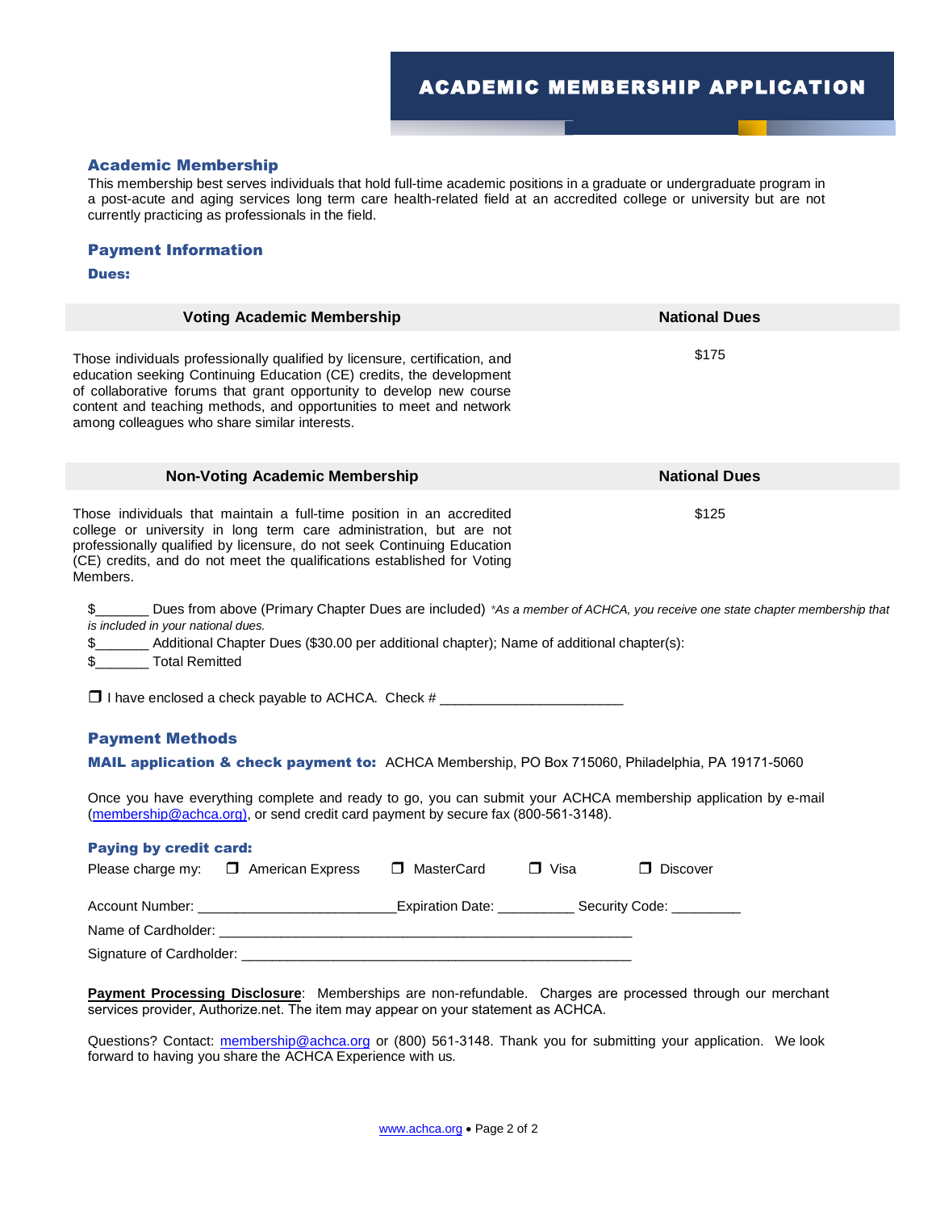# ACADEMIC MEMBERSHIP APPLICATION

## Academic Membership

This membership best serves individuals that hold full-time academic positions in a graduate or undergraduate program in a post-acute and aging services long term care health-related field at an accredited college or university but are not currently practicing as professionals in the field.

## Payment Information

**Dues:**

| Voting Academic Membership | National Dues |
|---|---|
| Those individuals professionally qualified by licensure, certification, and education seeking Continuing Education (CE) credits, the development of collaborative forums that grant opportunity to develop new course content and teaching methods, and opportunities to meet and network among colleagues who share similar interests. | $175 |

| Non-Voting Academic Membership | National Dues |
|---|---|
| Those individuals that maintain a full-time position in an accredited college or university in long term care administration, but are not professionally qualified by licensure, do not seek Continuing Education (CE) credits, and do not meet the qualifications established for Voting Members. | $125 |

$_______ Dues from above (Primary Chapter Dues are included) *\*As a member of ACHCA, you receive one state chapter membership that is included in your national dues.*

$_______ Additional Chapter Dues ($30.00 per additional chapter); Name of additional chapter(s):

$_______ Total Remitted

☐ I have enclosed a check payable to ACHCA. Check # ________________________

## Payment Methods

**MAIL application & check payment to:** ACHCA Membership, PO Box 715060, Philadelphia, PA 19171-5060

Once you have everything complete and ready to go, you can submit your ACHCA membership application by e-mail (membership@achca.org), or send credit card payment by secure fax (800-561-3148).

**Paying by credit card:**

Please charge my: ☐ American Express ☐ MasterCard ☐ Visa ☐ Discover

Account Number: _________________________ Expiration Date: __________ Security Code: _________

Name of Cardholder: ________________________________________________________

Signature of Cardholder: _____________________________________________________

**Payment Processing Disclosure**: Memberships are non-refundable. Charges are processed through our merchant services provider, Authorize.net. The item may appear on your statement as ACHCA.

Questions? Contact: membership@achca.org or (800) 561-3148. Thank you for submitting your application. We look forward to having you share the ACHCA Experience with us.